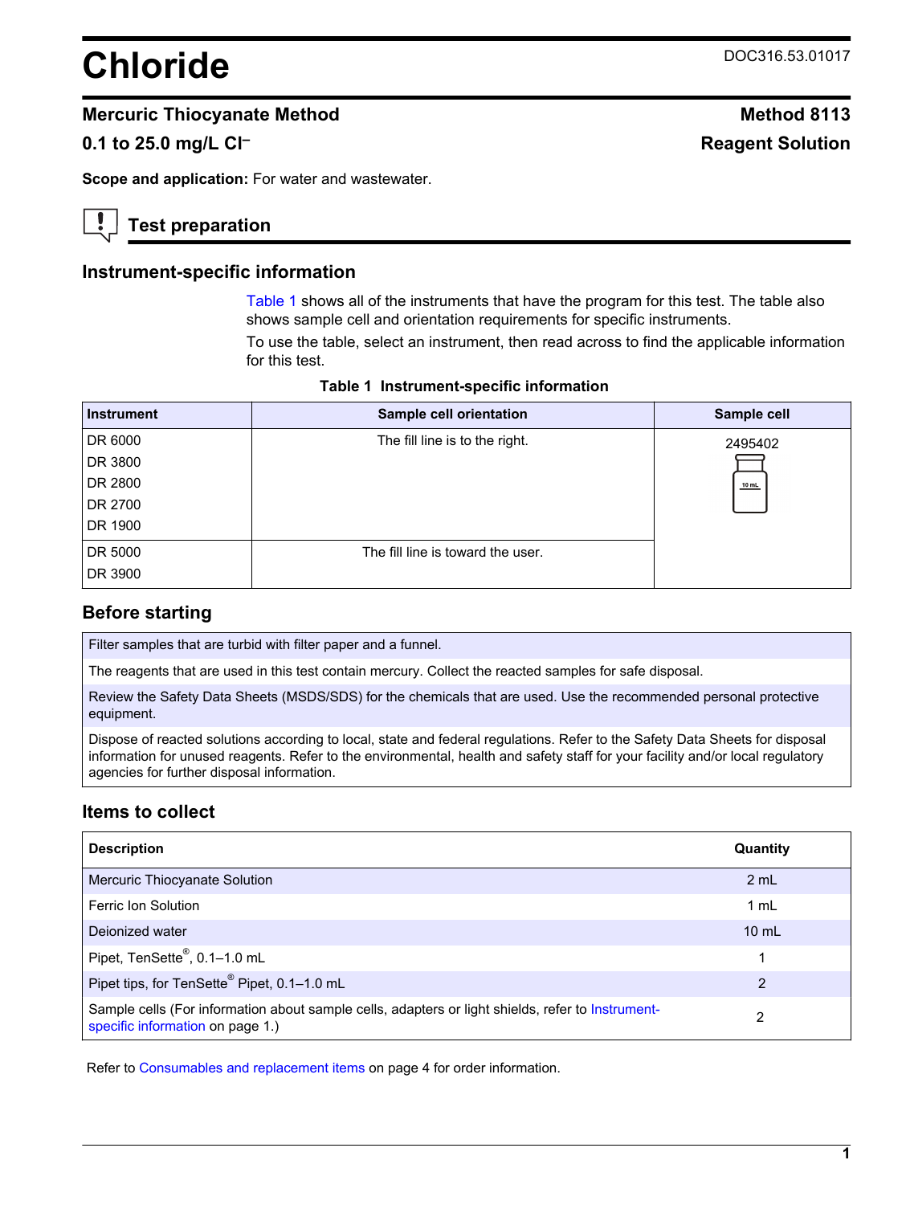# Chloride

DOC316.53.01017

## Mercuric Thiocyanate Method

**Method 8113**

**0.1 to 25.0 mg/L $Cl^{–}$**

**Reagent Solution**

**Scope and application:** For water and wastewater.

## Test preparation

### Instrument-specific information

Table 1 shows all of the instruments that have the program for this test. The table also shows sample cell and orientation requirements for specific instruments.

To use the table, select an instrument, then read across to find the applicable information for this test.

**Table 1 Instrument-specific information**

| Instrument | Sample cell orientation | Sample cell |
| --- | --- | --- |
| DR 6000<br>DR 3800<br>DR 2800<br>DR 2700<br>DR 1900 | The fill line is to the right. | 2495402 |
| DR 5000<br>DR 3900 | The fill line is toward the user. | |

### Before starting

Filter samples that are turbid with filter paper and a funnel.

The reagents that are used in this test contain mercury. Collect the reacted samples for safe disposal.

Review the Safety Data Sheets (MSDS/SDS) for the chemicals that are used. Use the recommended personal protective equipment.

Dispose of reacted solutions according to local, state and federal regulations. Refer to the Safety Data Sheets for disposal information for unused reagents. Refer to the environmental, health and safety staff for your facility and/or local regulatory agencies for further disposal information.

### Items to collect

| Description | Quantity |
| --- | --- |
| Mercuric Thiocyanate Solution | 2 mL |
| Ferric Ion Solution | 1 mL |
| Deionized water | 10 mL |
| Pipet, TenSette®, 0.1–1.0 mL | 1 |
| Pipet tips, for TenSette® Pipet, 0.1–1.0 mL | 2 |
| Sample cells (For information about sample cells, adapters or light shields, refer to Instrument-specific information on page 1.) | 2 |

Refer to Consumables and replacement items on page 4 for order information.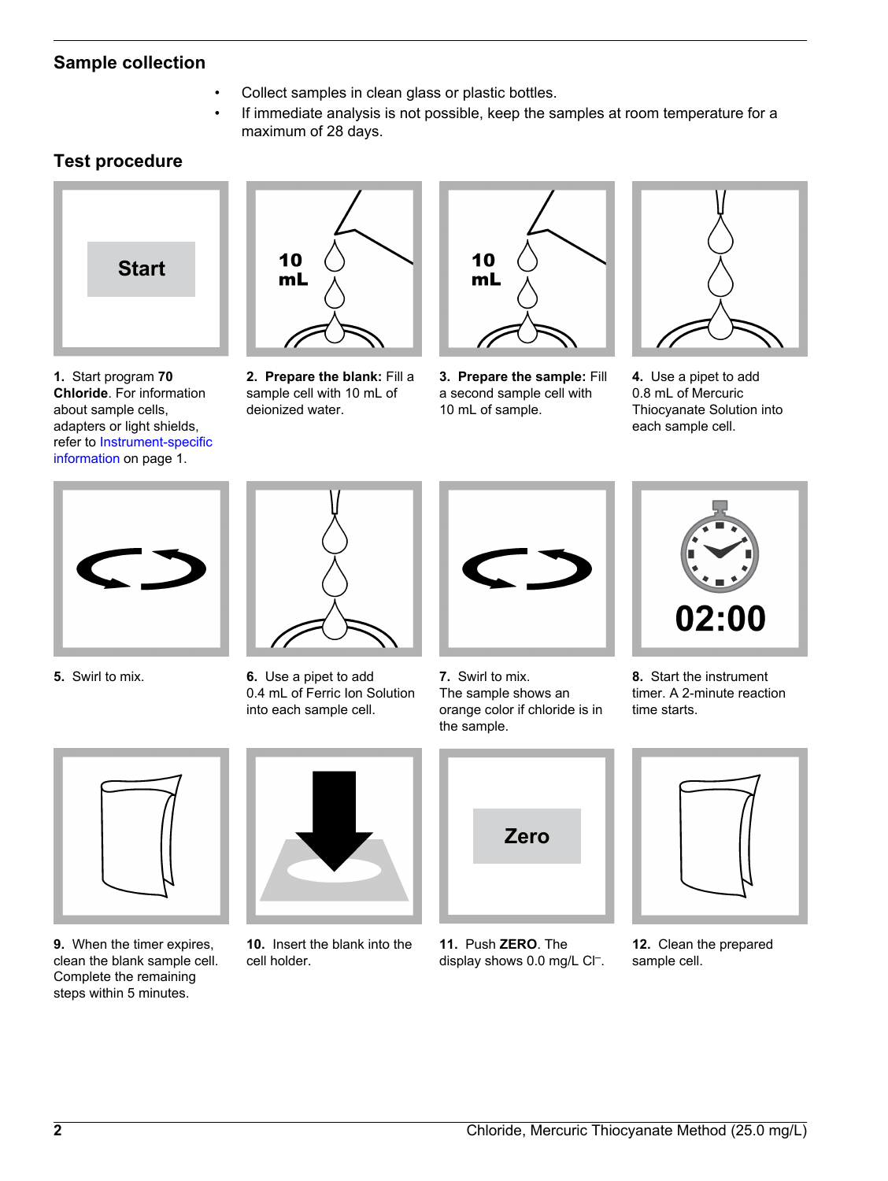## Sample collection

- Collect samples in clean glass or plastic bottles.
- If immediate analysis is not possible, keep the samples at room temperature for a maximum of 28 days.

## Test procedure

1. Start program **70 Chloride**. For information about sample cells, adapters or light shields, refer to Instrument-specific information on page 1.

2. **Prepare the blank:** Fill a sample cell with 10 mL of deionized water.

3. **Prepare the sample:** Fill a second sample cell with 10 mL of sample.

4. Use a pipet to add 0.8 mL of Mercuric Thiocyanate Solution into each sample cell.

5. Swirl to mix.

6. Use a pipet to add 0.4 mL of Ferric Ion Solution into each sample cell.

7. Swirl to mix. The sample shows an orange color if chloride is in the sample.

8. Start the instrument timer. A 2-minute reaction time starts.

9. When the timer expires, clean the blank sample cell. Complete the remaining steps within 5 minutes.

10. Insert the blank into the cell holder.

11. Push **ZERO**. The display shows 0.0 mg/L $Cl^{-}$.

12. Clean the prepared sample cell.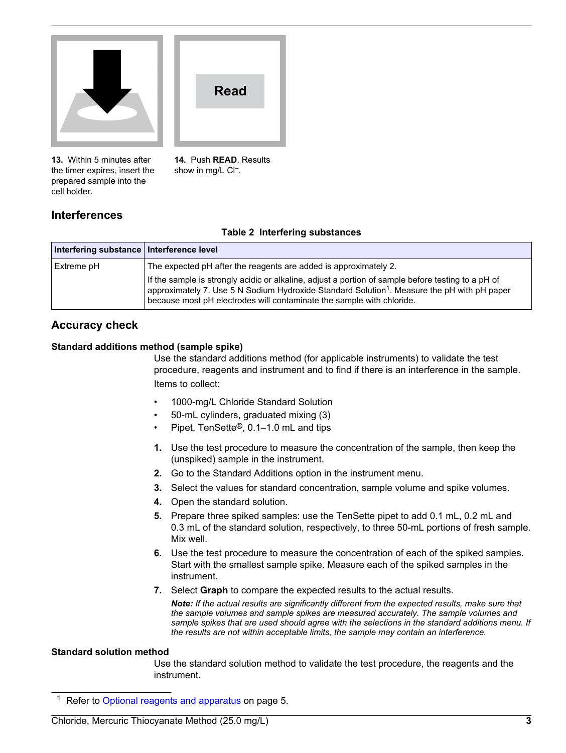**13.** Within 5 minutes after the timer expires, insert the prepared sample into the cell holder.

**14.** Push **READ**. Results show in mg/L $Cl^-$.

## Interferences

**Table 2 Interfering substances**

| Interfering substance | Interference level |
| --- | --- |
| Extreme pH | The expected pH after the reagents are added is approximately 2. If the sample is strongly acidic or alkaline, adjust a portion of sample before testing to a pH of approximately 7. Use 5 N Sodium Hydroxide Standard Solution[1]. Measure the pH with pH paper because most pH electrodes will contaminate the sample with chloride. |

## Accuracy check

### Standard additions method (sample spike)

Use the standard additions method (for applicable instruments) to validate the test procedure, reagents and instrument and to find if there is an interference in the sample. Items to collect:

- 1000-mg/L Chloride Standard Solution
- 50-mL cylinders, graduated mixing (3)
- Pipet, TenSette®, 0.1–1.0 mL and tips

1. Use the test procedure to measure the concentration of the sample, then keep the (unspiked) sample in the instrument.
2. Go to the Standard Additions option in the instrument menu.
3. Select the values for standard concentration, sample volume and spike volumes.
4. Open the standard solution.
5. Prepare three spiked samples: use the TenSette pipet to add 0.1 mL, 0.2 mL and 0.3 mL of the standard solution, respectively, to three 50-mL portions of fresh sample. Mix well.
6. Use the test procedure to measure the concentration of each of the spiked samples. Start with the smallest sample spike. Measure each of the spiked samples in the instrument.
7. Select **Graph** to compare the expected results to the actual results.

   ***Note:*** *If the actual results are significantly different from the expected results, make sure that the sample volumes and sample spikes are measured accurately. The sample volumes and sample spikes that are used should agree with the selections in the standard additions menu. If the results are not within acceptable limits, the sample may contain an interference.*

### Standard solution method

Use the standard solution method to validate the test procedure, the reagents and the instrument.

[1] Refer to Optional reagents and apparatus on page 5.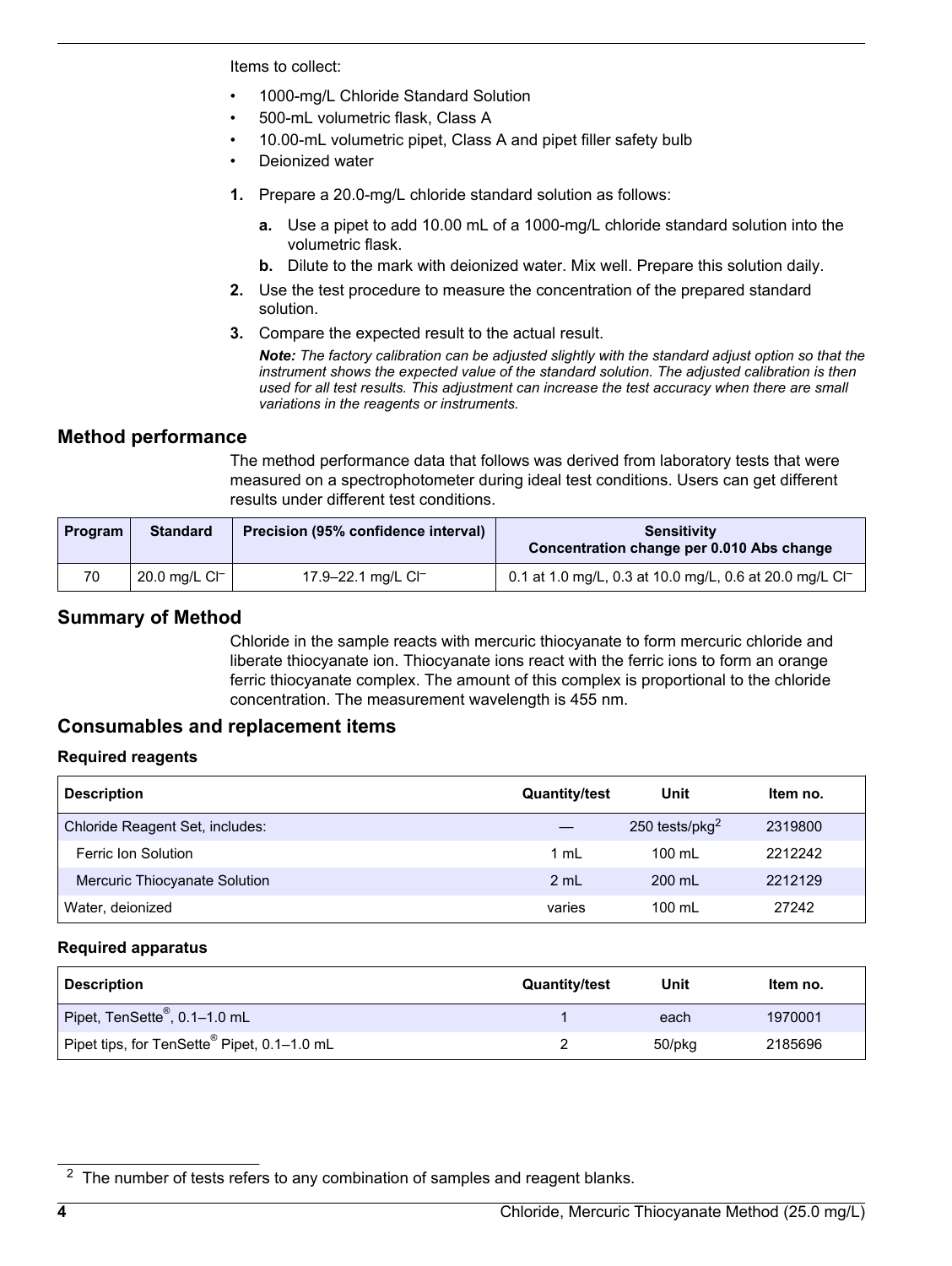Items to collect:

- 1000-mg/L Chloride Standard Solution
- 500-mL volumetric flask, Class A
- 10.00-mL volumetric pipet, Class A and pipet filler safety bulb
- Deionized water

1. Prepare a 20.0-mg/L chloride standard solution as follows:
   a. Use a pipet to add 10.00 mL of a 1000-mg/L chloride standard solution into the volumetric flask.
   b. Dilute to the mark with deionized water. Mix well. Prepare this solution daily.
2. Use the test procedure to measure the concentration of the prepared standard solution.
3. Compare the expected result to the actual result.

   ***Note:** The factory calibration can be adjusted slightly with the standard adjust option so that the instrument shows the expected value of the standard solution. The adjusted calibration is then used for all test results. This adjustment can increase the test accuracy when there are small variations in the reagents or instruments.*

## Method performance

The method performance data that follows was derived from laboratory tests that were measured on a spectrophotometer during ideal test conditions. Users can get different results under different test conditions.

| Program | Standard | Precision (95% confidence interval) | Sensitivity Concentration change per 0.010 Abs change |
|---|---|---|---|
| 70 | 20.0 mg/L $Cl^-$ | 17.9–22.1 mg/L $Cl^-$ | 0.1 at 1.0 mg/L, 0.3 at 10.0 mg/L, 0.6 at 20.0 mg/L $Cl^-$ |

## Summary of Method

Chloride in the sample reacts with mercuric thiocyanate to form mercuric chloride and liberate thiocyanate ion. Thiocyanate ions react with the ferric ions to form an orange ferric thiocyanate complex. The amount of this complex is proportional to the chloride concentration. The measurement wavelength is 455 nm.

## Consumables and replacement items

### Required reagents

| Description | Quantity/test | Unit | Item no. |
|---|---|---|---|
| Chloride Reagent Set, includes: | — | 250 tests/pkg[2] | 2319800 |
| Ferric Ion Solution | 1 mL | 100 mL | 2212242 |
| Mercuric Thiocyanate Solution | 2 mL | 200 mL | 2212129 |
| Water, deionized | varies | 100 mL | 27242 |

### Required apparatus

| Description | Quantity/test | Unit | Item no. |
|---|---|---|---|
| Pipet, TenSette®, 0.1–1.0 mL | 1 | each | 1970001 |
| Pipet tips, for TenSette® Pipet, 0.1–1.0 mL | 2 | 50/pkg | 2185696 |

[2] The number of tests refers to any combination of samples and reagent blanks.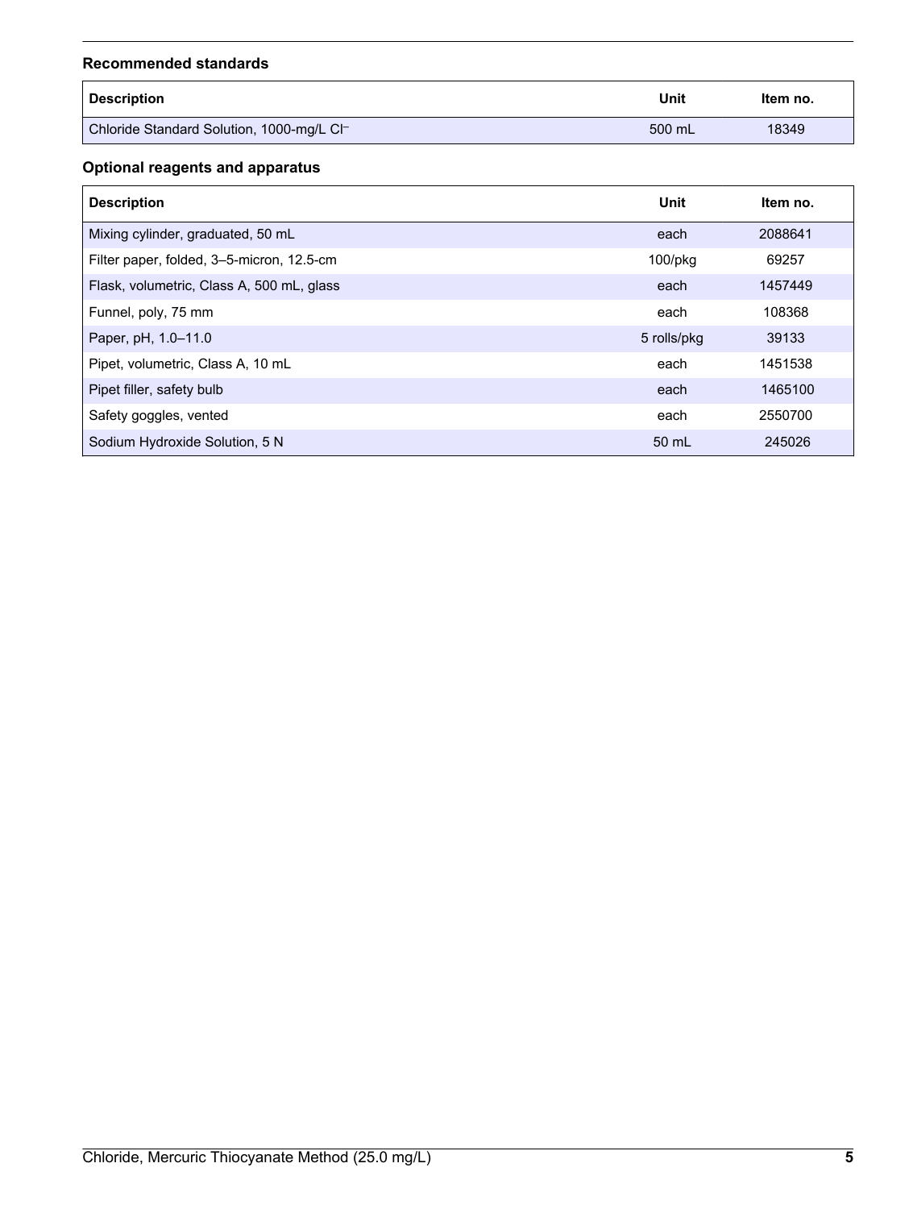### Recommended standards

| Description | Unit | Item no. |
|---|---|---|
| Chloride Standard Solution, 1000-mg/L $Cl^-$ | 500 mL | 18349 |

### Optional reagents and apparatus

| Description | Unit | Item no. |
|---|---|---|
| Mixing cylinder, graduated, 50 mL | each | 2088641 |
| Filter paper, folded, 3–5-micron, 12.5-cm | 100/pkg | 69257 |
| Flask, volumetric, Class A, 500 mL, glass | each | 1457449 |
| Funnel, poly, 75 mm | each | 108368 |
| Paper, pH, 1.0–11.0 | 5 rolls/pkg | 39133 |
| Pipet, volumetric, Class A, 10 mL | each | 1451538 |
| Pipet filler, safety bulb | each | 1465100 |
| Safety goggles, vented | each | 2550700 |
| Sodium Hydroxide Solution, 5 N | 50 mL | 245026 |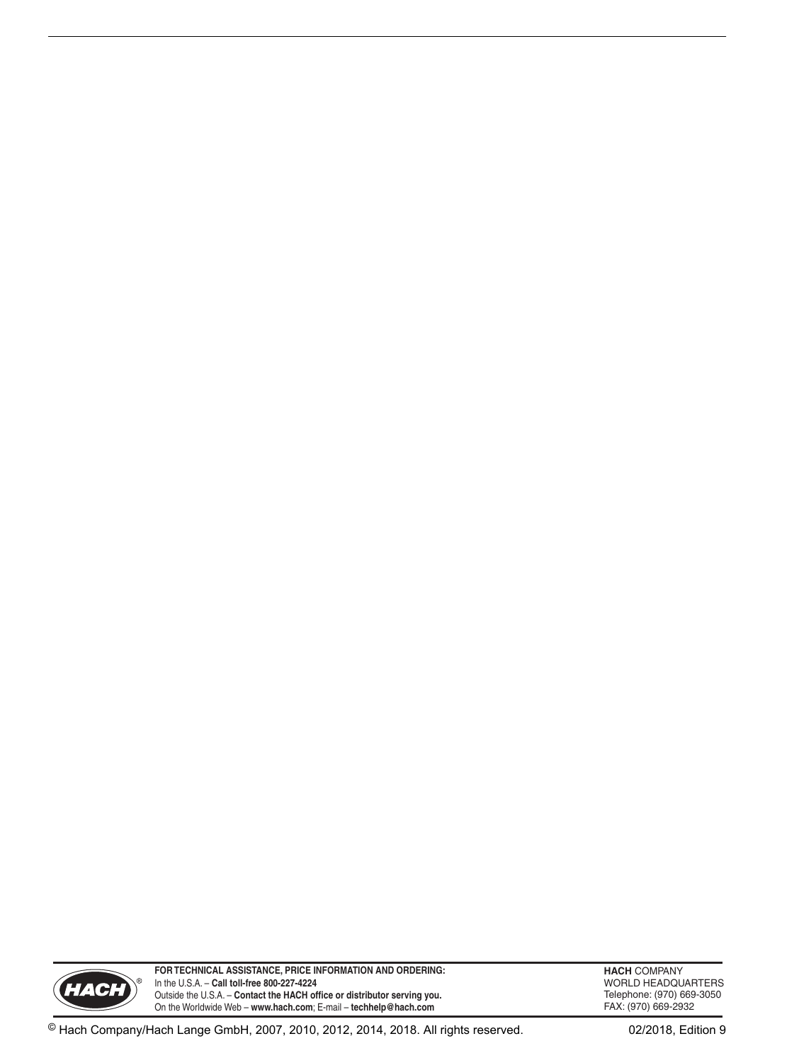**FOR TECHNICAL ASSISTANCE, PRICE INFORMATION AND ORDERING:**
In the U.S.A. – **Call toll-free 800-227-4224**
Outside the U.S.A. – **Contact the HACH office or distributor serving you.**
On the Worldwide Web – **www.hach.com**; E-mail – **techhelp@hach.com**

**HACH** COMPANY
WORLD HEADQUARTERS
Telephone: (970) 669-3050
FAX: (970) 669-2932

© Hach Company/Hach Lange GmbH, 2007, 2010, 2012, 2014, 2018. All rights reserved.

02/2018, Edition 9